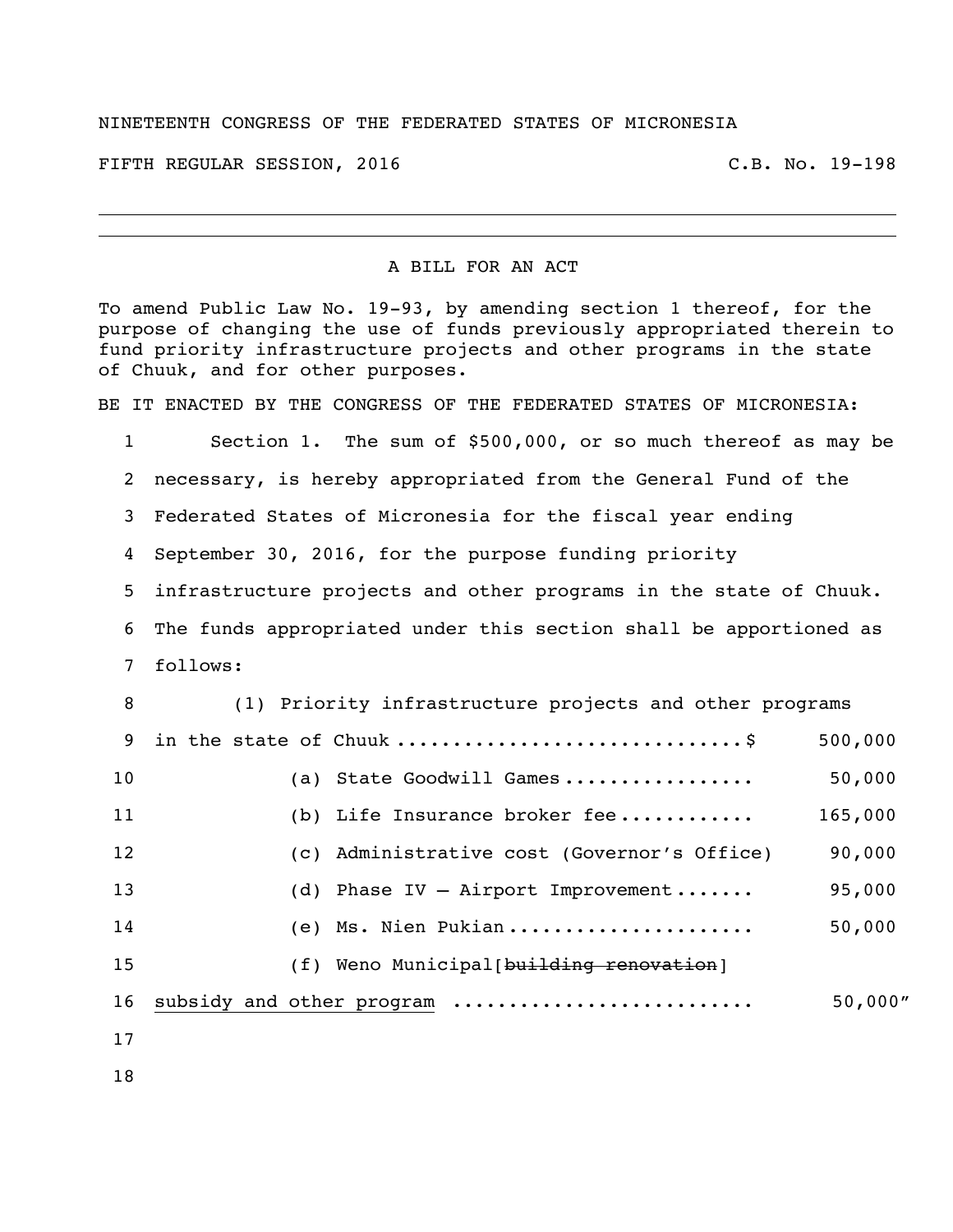NINETEENTH CONGRESS OF THE FEDERATED STATES OF MICRONESIA

FIFTH REGULAR SESSION, 2016 C.B. No. 19-198

---

A BILL FOR AN ACT

To amend Public Law No. 19-93, by amending section 1 thereof, for the purpose of changing the use of funds previously appropriated therein to fund priority infrastructure projects and other programs in the state of Chuuk, and for other purposes.

BE IT ENACTED BY THE CONGRESS OF THE FEDERATED STATES OF MICRONESIA:

Section 1. The sum of $500,000, or so much thereof as may be necessary, is hereby appropriated from the General Fund of the Federated States of Micronesia for the fiscal year ending September 30, 2016, for the purpose funding priority infrastructure projects and other programs in the state of Chuuk. The funds appropriated under this section shall be apportioned as follows:

(1) Priority infrastructure projects and other programs in the state of Chuuk .............................. $ 500,000

(a) State Goodwill Games ................. 50,000

(b) Life Insurance broker fee ............ 165,000

(c) Administrative cost (Governor's Office) 90,000

(d) Phase IV – Airport Improvement ....... 95,000

(e) Ms. Nien Pukian ...................... 50,000

(f) Weno Municipal[~~building renovation~~] <u>subsidy and other program</u> .......................... 50,000"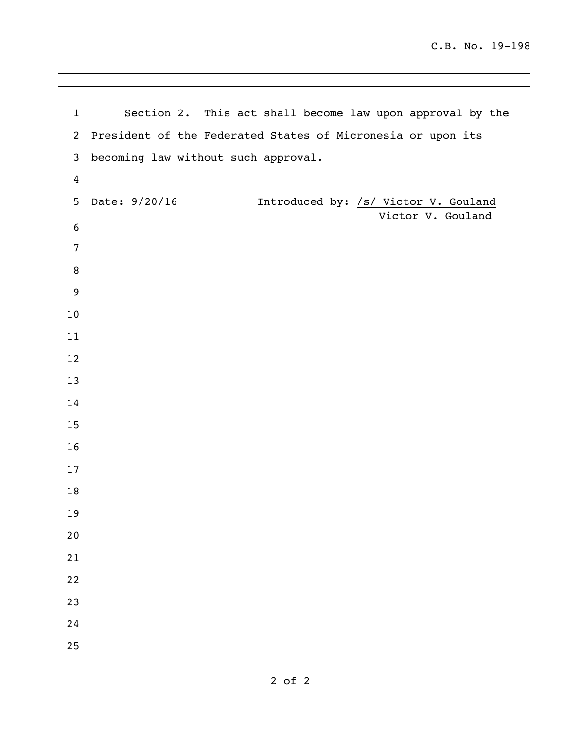Section 2. This act shall become law upon approval by the President of the Federated States of Micronesia or upon its becoming law without such approval.

Date: 9/20/16 Introduced by: /s/ Victor V. Gouland

Victor V. Gouland